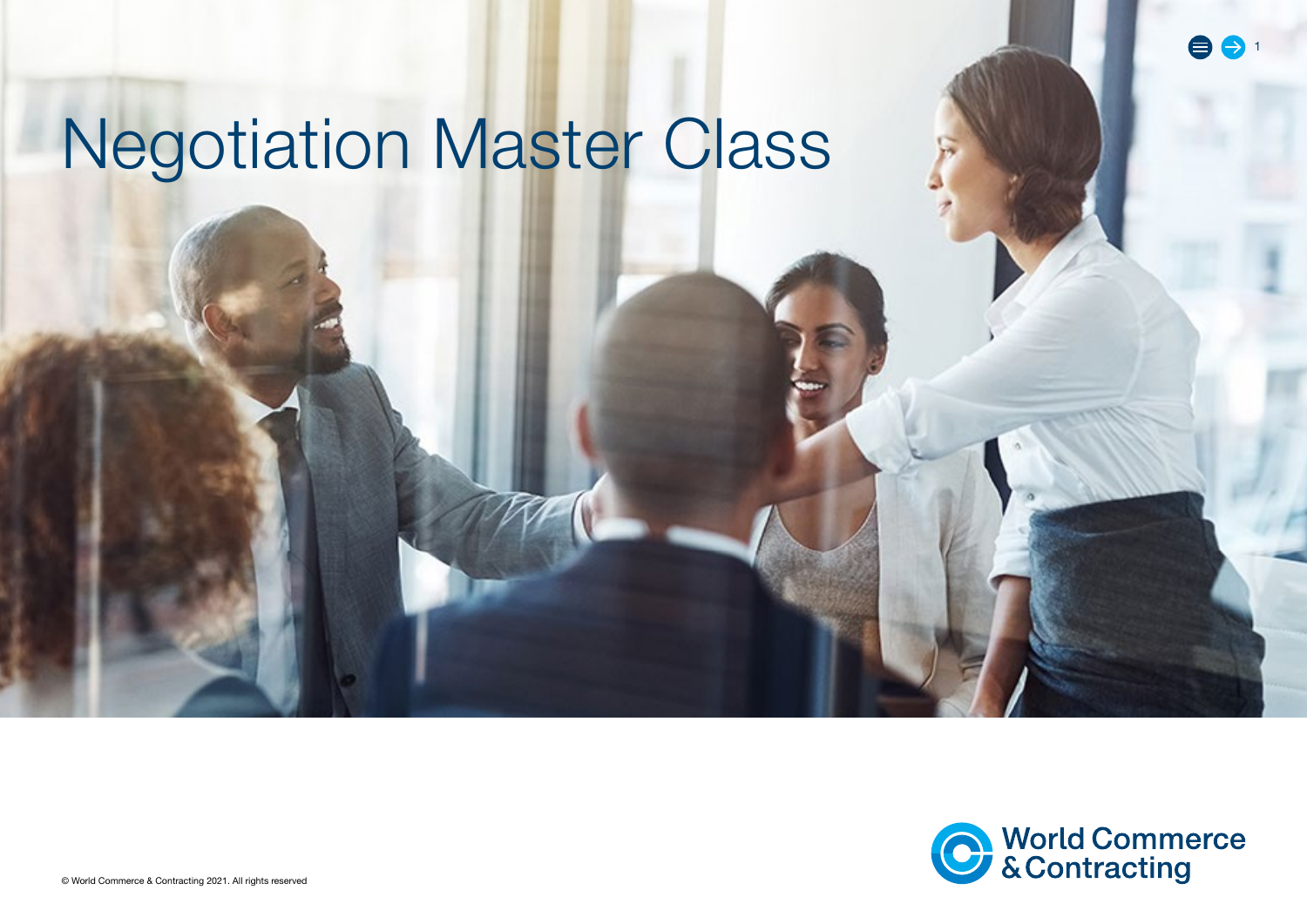# Negotiation Master Class

World Commerce & Contracting

© World Commerce & Contracting 2021. All rights reserved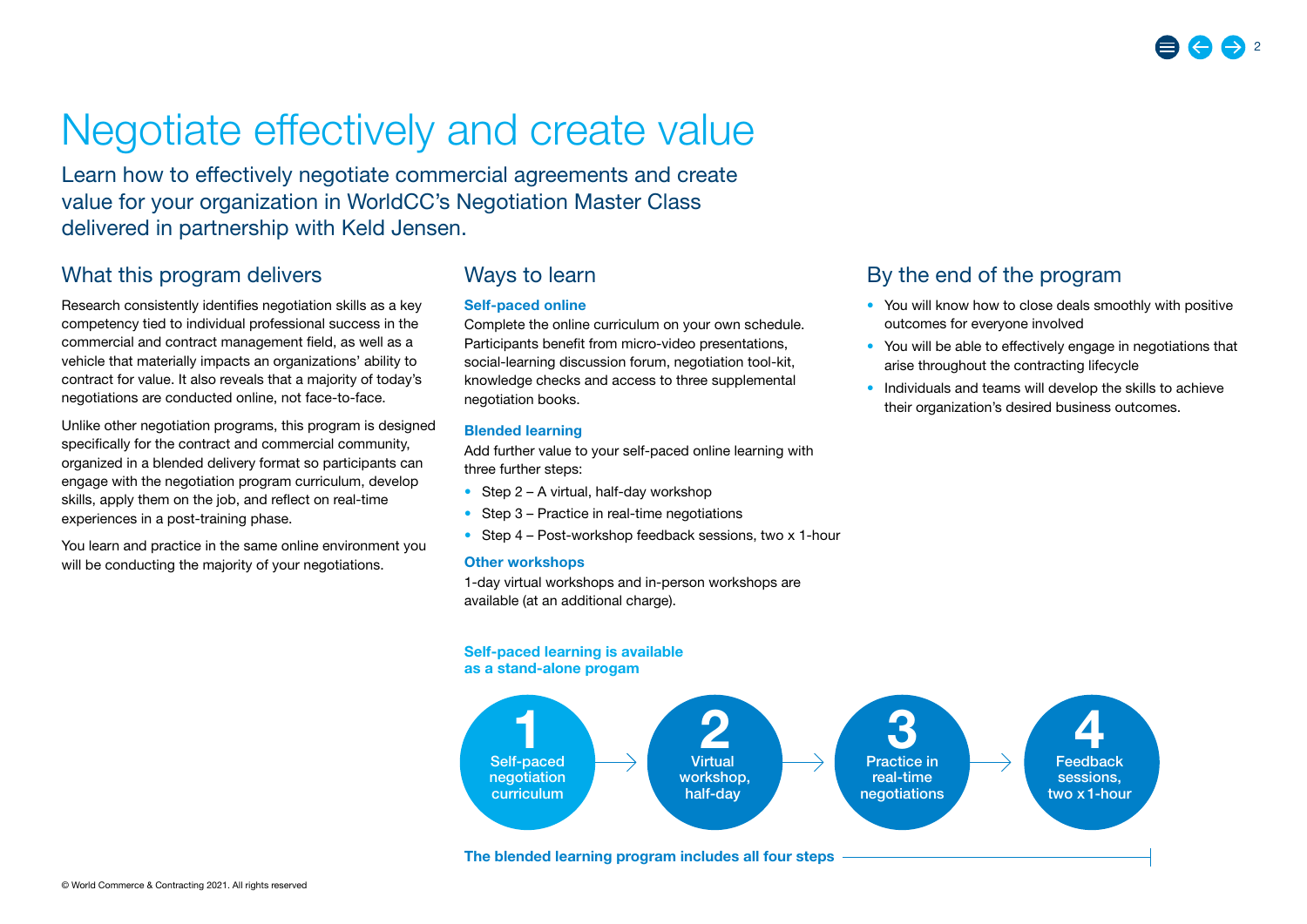# Negotiate effectively and create value

Learn how to effectively negotiate commercial agreements and create value for your organization in WorldCC's Negotiation Master Class delivered in partnership with Keld Jensen.

## What this program delivers

Research consistently identifies negotiation skills as a key competency tied to individual professional success in the commercial and contract management field, as well as a vehicle that materially impacts an organizations' ability to contract for value. It also reveals that a majority of today's negotiations are conducted online, not face-to-face.

Unlike other negotiation programs, this program is designed specifically for the contract and commercial community, organized in a blended delivery format so participants can engage with the negotiation program curriculum, develop skills, apply them on the job, and reflect on real-time experiences in a post-training phase.

You learn and practice in the same online environment you will be conducting the majority of your negotiations.

## Ways to learn

### Self-paced online

Complete the online curriculum on your own schedule. Participants benefit from micro-video presentations, social-learning discussion forum, negotiation tool-kit, knowledge checks and access to three supplemental negotiation books.

### Blended learning

Add further value to your self-paced online learning with three further steps:

- Step 2 – A virtual, half-day workshop
- Step 3 – Practice in real-time negotiations
- Step 4 – Post-workshop feedback sessions, two x 1-hour

### Other workshops

1-day virtual workshops and in-person workshops are available (at an additional charge).

## By the end of the program

- You will know how to close deals smoothly with positive outcomes for everyone involved
- You will be able to effectively engage in negotiations that arise throughout the contracting lifecycle
- Individuals and teams will develop the skills to achieve their organization's desired business outcomes.

**Self-paced learning is available as a stand-alone progam**

**1** Self-paced negotiation curriculum → **2** Virtual workshop, half-day → **3** Practice in real-time negotiations → **4** Feedback sessions, two x 1-hour

**The blended learning program includes all four steps**

© World Commerce & Contracting 2021. All rights reserved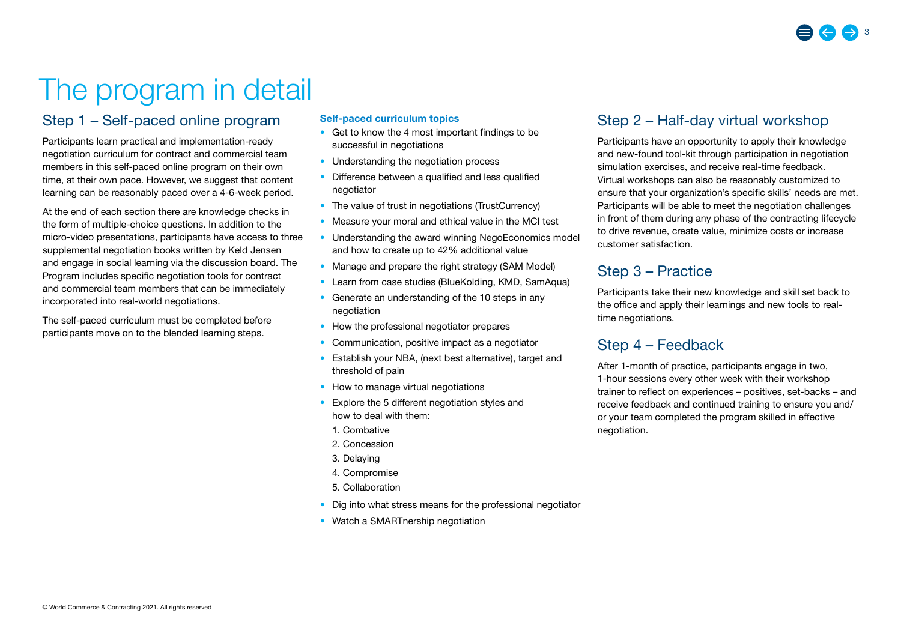# The program in detail

## Step 1 – Self-paced online program

Participants learn practical and implementation-ready negotiation curriculum for contract and commercial team members in this self-paced online program on their own time, at their own pace. However, we suggest that content learning can be reasonably paced over a 4-6-week period.

At the end of each section there are knowledge checks in the form of multiple-choice questions. In addition to the micro-video presentations, participants have access to three supplemental negotiation books written by Keld Jensen and engage in social learning via the discussion board. The Program includes specific negotiation tools for contract and commercial team members that can be immediately incorporated into real-world negotiations.

The self-paced curriculum must be completed before participants move on to the blended learning steps.

**Self-paced curriculum topics**

- Get to know the 4 most important findings to be successful in negotiations
- Understanding the negotiation process
- Difference between a qualified and less qualified negotiator
- The value of trust in negotiations (TrustCurrency)
- Measure your moral and ethical value in the MCI test
- Understanding the award winning NegoEconomics model and how to create up to 42% additional value
- Manage and prepare the right strategy (SAM Model)
- Learn from case studies (BlueKolding, KMD, SamAqua)
- Generate an understanding of the 10 steps in any negotiation
- How the professional negotiator prepares
- Communication, positive impact as a negotiator
- Establish your NBA, (next best alternative), target and threshold of pain
- How to manage virtual negotiations
- Explore the 5 different negotiation styles and how to deal with them:
  1. Combative
  2. Concession
  3. Delaying
  4. Compromise
  5. Collaboration
- Dig into what stress means for the professional negotiator
- Watch a SMARTnership negotiation

## Step 2 – Half-day virtual workshop

Participants have an opportunity to apply their knowledge and new-found tool-kit through participation in negotiation simulation exercises, and receive real-time feedback. Virtual workshops can also be reasonably customized to ensure that your organization's specific skills' needs are met. Participants will be able to meet the negotiation challenges in front of them during any phase of the contracting lifecycle to drive revenue, create value, minimize costs or increase customer satisfaction.

## Step 3 – Practice

Participants take their new knowledge and skill set back to the office and apply their learnings and new tools to real-time negotiations.

## Step 4 – Feedback

After 1-month of practice, participants engage in two, 1-hour sessions every other week with their workshop trainer to reflect on experiences – positives, set-backs – and receive feedback and continued training to ensure you and/or your team completed the program skilled in effective negotiation.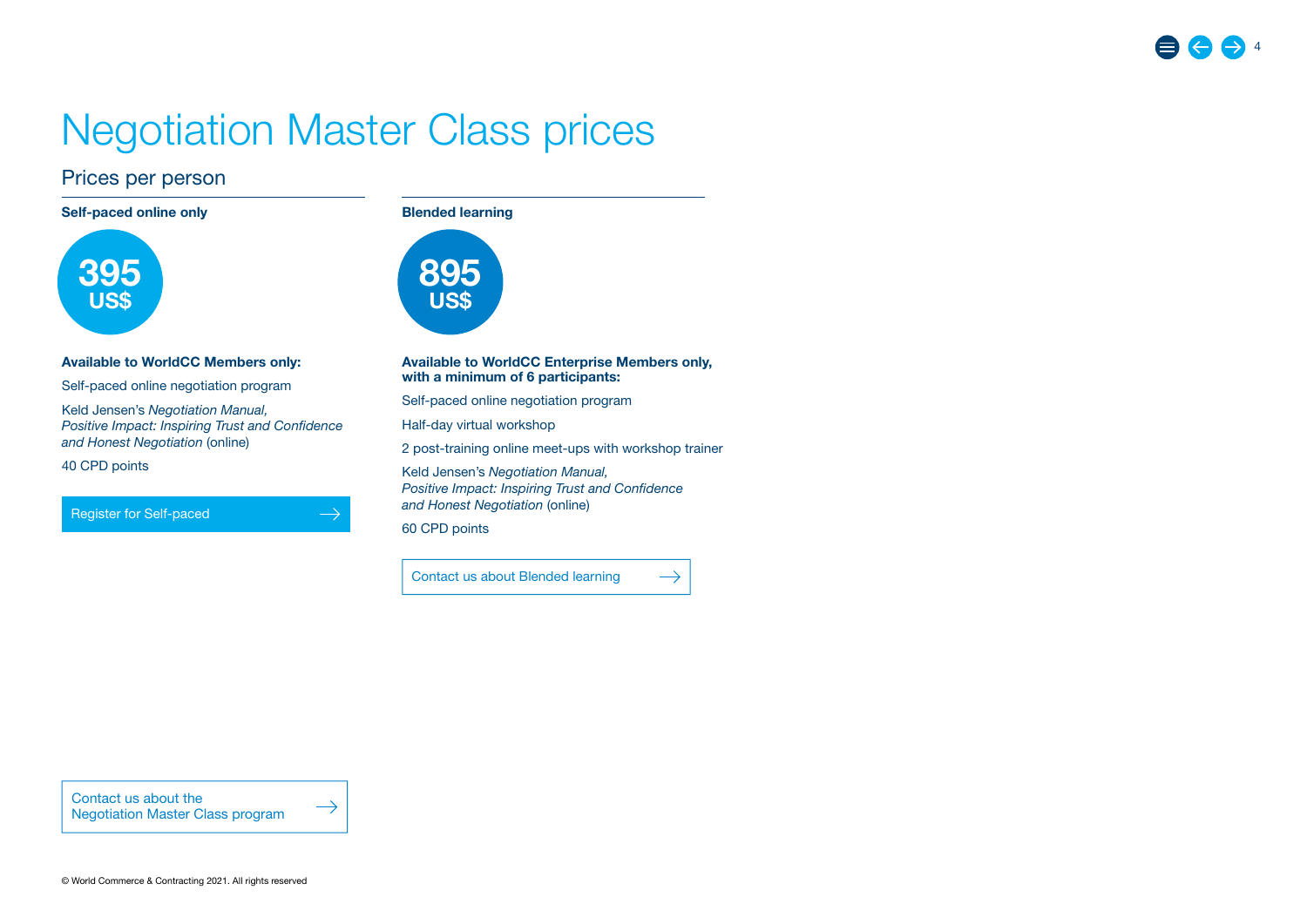# Negotiation Master Class prices

## Prices per person

### Self-paced online only

**395 US$**

**Available to WorldCC Members only:**

Self-paced online negotiation program

Keld Jensen's *Negotiation Manual, Positive Impact: Inspiring Trust and Confidence and Honest Negotiation* (online)

40 CPD points

Register for Self-paced →

### Blended learning

**895 US$**

**Available to WorldCC Enterprise Members only, with a minimum of 6 participants:**

Self-paced online negotiation program

Half-day virtual workshop

2 post-training online meet-ups with workshop trainer

Keld Jensen's *Negotiation Manual, Positive Impact: Inspiring Trust and Confidence and Honest Negotiation* (online)

60 CPD points

Contact us about Blended learning →

Contact us about the Negotiation Master Class program →

© World Commerce & Contracting 2021. All rights reserved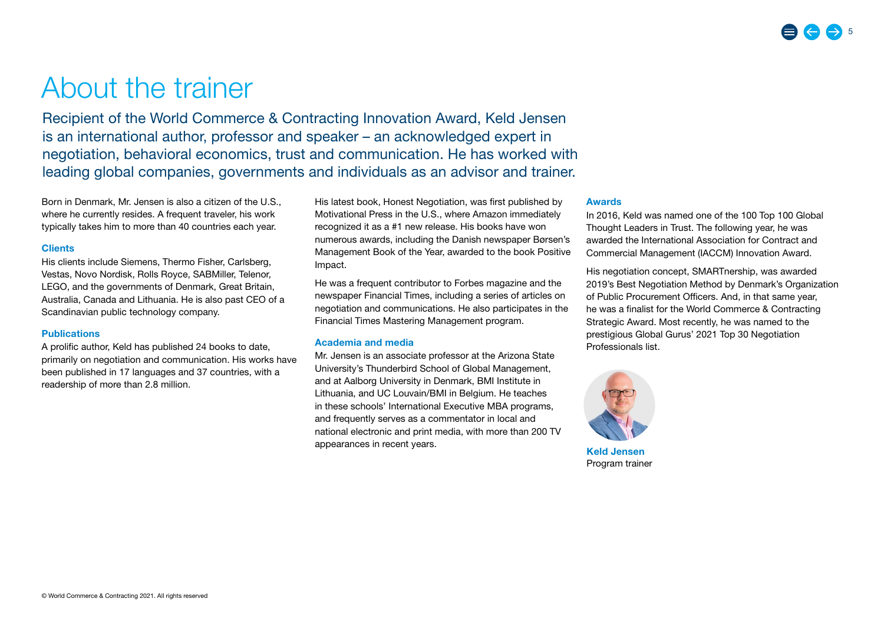# About the trainer

Recipient of the World Commerce & Contracting Innovation Award, Keld Jensen is an international author, professor and speaker – an acknowledged expert in negotiation, behavioral economics, trust and communication. He has worked with leading global companies, governments and individuals as an advisor and trainer.

Born in Denmark, Mr. Jensen is also a citizen of the U.S., where he currently resides. A frequent traveler, his work typically takes him to more than 40 countries each year.

### Clients

His clients include Siemens, Thermo Fisher, Carlsberg, Vestas, Novo Nordisk, Rolls Royce, SABMiller, Telenor, LEGO, and the governments of Denmark, Great Britain, Australia, Canada and Lithuania. He is also past CEO of a Scandinavian public technology company.

### Publications

A prolific author, Keld has published 24 books to date, primarily on negotiation and communication. His works have been published in 17 languages and 37 countries, with a readership of more than 2.8 million.

His latest book, Honest Negotiation, was first published by Motivational Press in the U.S., where Amazon immediately recognized it as a #1 new release. His books have won numerous awards, including the Danish newspaper Børsen's Management Book of the Year, awarded to the book Positive Impact.

He was a frequent contributor to Forbes magazine and the newspaper Financial Times, including a series of articles on negotiation and communications. He also participates in the Financial Times Mastering Management program.

### Academia and media

Mr. Jensen is an associate professor at the Arizona State University's Thunderbird School of Global Management, and at Aalborg University in Denmark, BMI Institute in Lithuania, and UC Louvain/BMI in Belgium. He teaches in these schools' International Executive MBA programs, and frequently serves as a commentator in local and national electronic and print media, with more than 200 TV appearances in recent years.

### Awards

In 2016, Keld was named one of the 100 Top 100 Global Thought Leaders in Trust. The following year, he was awarded the International Association for Contract and Commercial Management (IACCM) Innovation Award.

His negotiation concept, SMARTnership, was awarded 2019's Best Negotiation Method by Denmark's Organization of Public Procurement Officers. And, in that same year, he was a finalist for the World Commerce & Contracting Strategic Award. Most recently, he was named to the prestigious Global Gurus' 2021 Top 30 Negotiation Professionals list.

**Keld Jensen**
Program trainer

© World Commerce & Contracting 2021. All rights reserved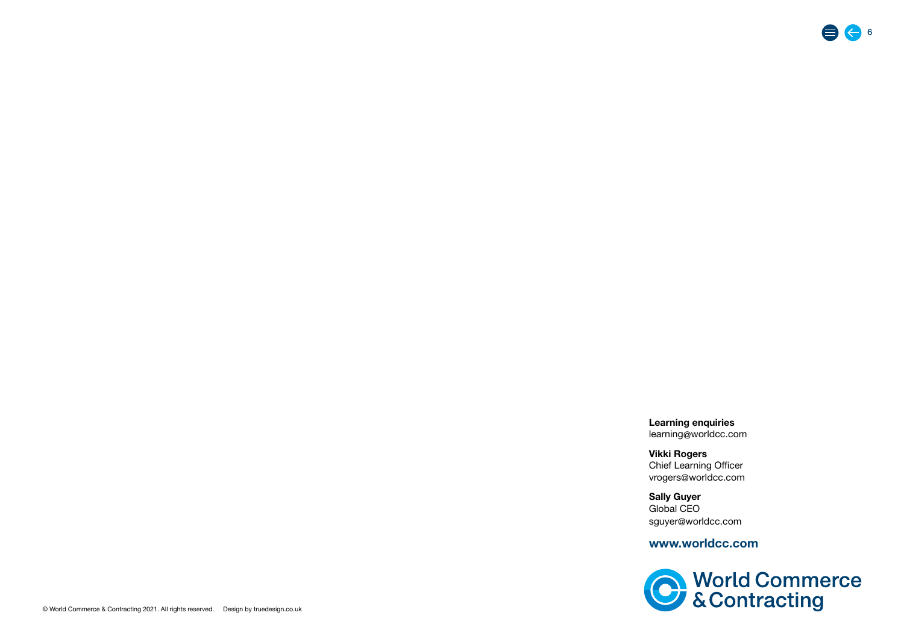**Learning enquiries**
learning@worldcc.com

**Vikki Rogers**
Chief Learning Officer
vrogers@worldcc.com

**Sally Guyer**
Global CEO
sguyer@worldcc.com

**www.worldcc.com**

World Commerce & Contracting

© World Commerce & Contracting 2021. All rights reserved. Design by truedesign.co.uk